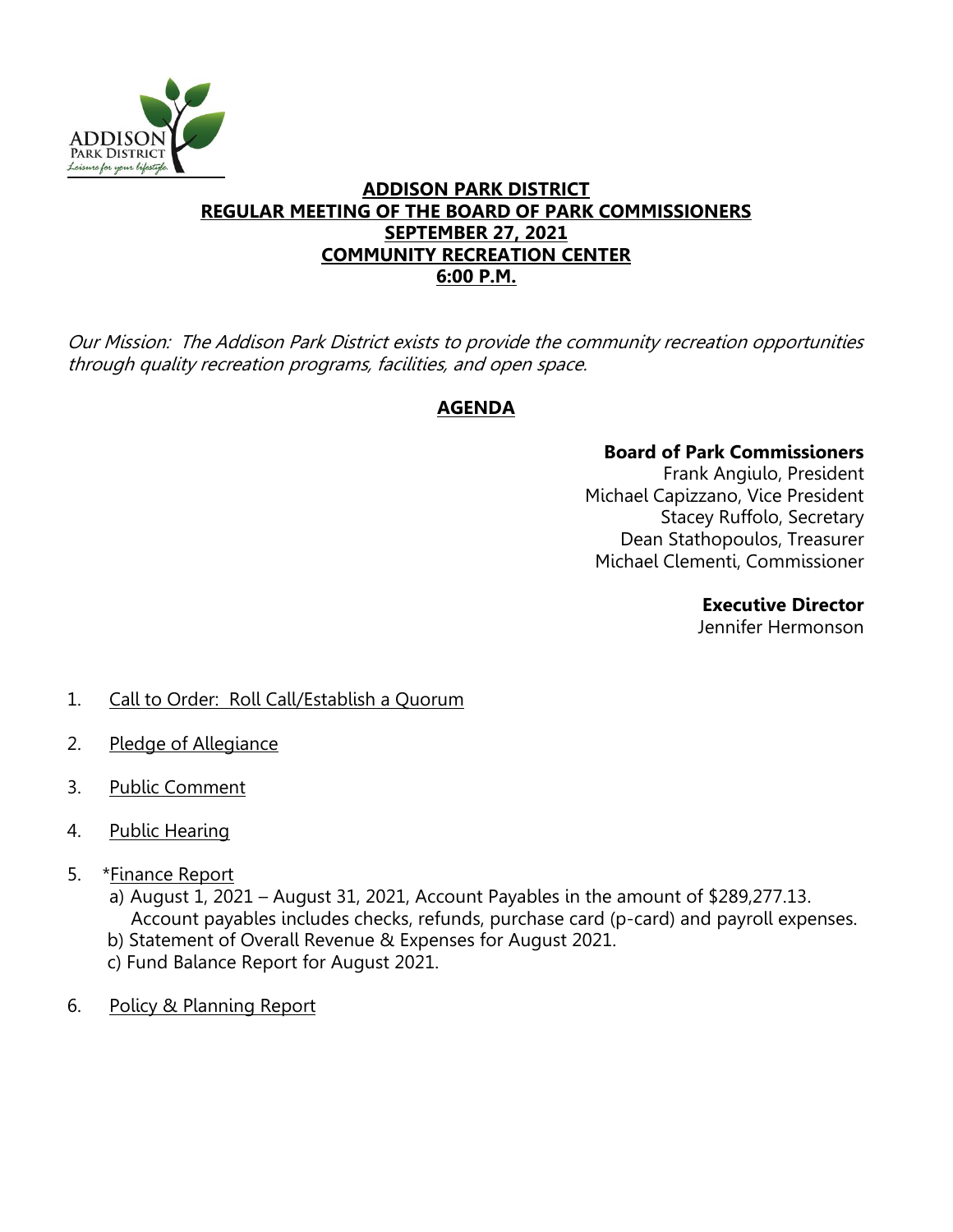# ADDISON PARK DISTRICT
## REGULAR MEETING OF THE BOARD OF PARK COMMISSIONERS
## SEPTEMBER 27, 2021
## COMMUNITY RECREATION CENTER
## 6:00 P.M.

*Our Mission: The Addison Park District exists to provide the community recreation opportunities through quality recreation programs, facilities, and open space.*

## AGENDA

**Board of Park Commissioners**
Frank Angiulo, President
Michael Capizzano, Vice President
Stacey Ruffolo, Secretary
Dean Stathopoulos, Treasurer
Michael Clementi, Commissioner

**Executive Director**
Jennifer Hermonson

1. Call to Order: Roll Call/Establish a Quorum
2. Pledge of Allegiance
3. Public Comment
4. Public Hearing
5. *Finance Report
   a) August 1, 2021 – August 31, 2021, Account Payables in the amount of $289,277.13. Account payables includes checks, refunds, purchase card (p-card) and payroll expenses.
   b) Statement of Overall Revenue & Expenses for August 2021.
   c) Fund Balance Report for August 2021.
6. Policy & Planning Report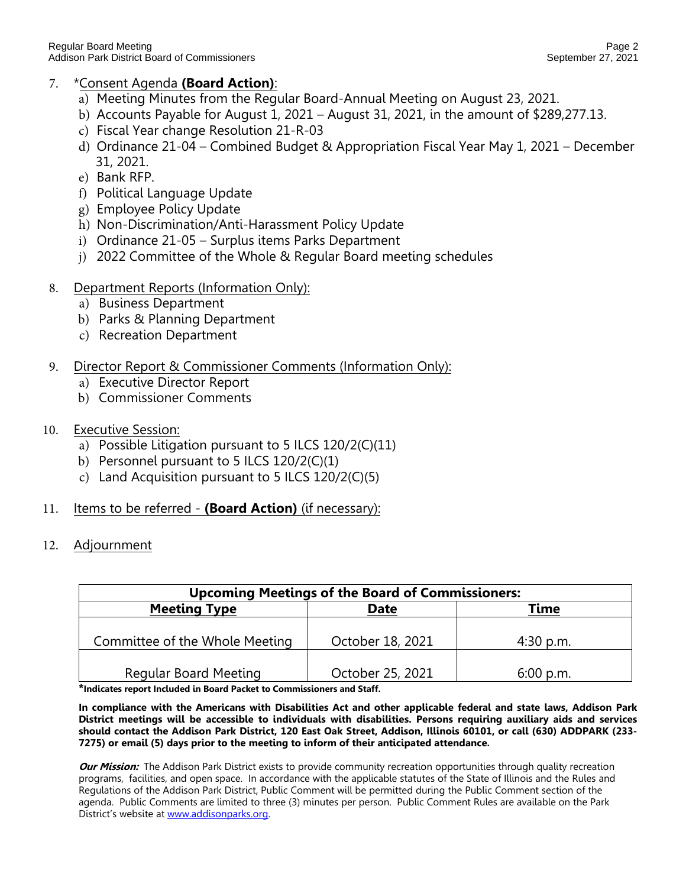7. *Consent Agenda **(Board Action)**:
   a) Meeting Minutes from the Regular Board-Annual Meeting on August 23, 2021.
   b) Accounts Payable for August 1, 2021 – August 31, 2021, in the amount of $289,277.13.
   c) Fiscal Year change Resolution 21-R-03
   d) Ordinance 21-04 – Combined Budget & Appropriation Fiscal Year May 1, 2021 – December 31, 2021.
   e) Bank RFP.
   f) Political Language Update
   g) Employee Policy Update
   h) Non-Discrimination/Anti-Harassment Policy Update
   i) Ordinance 21-05 – Surplus items Parks Department
   j) 2022 Committee of the Whole & Regular Board meeting schedules

8. Department Reports (Information Only):
   a) Business Department
   b) Parks & Planning Department
   c) Recreation Department

9. Director Report & Commissioner Comments (Information Only):
   a) Executive Director Report
   b) Commissioner Comments

10. Executive Session:
    a) Possible Litigation pursuant to 5 ILCS 120/2(C)(11)
    b) Personnel pursuant to 5 ILCS 120/2(C)(1)
    c) Land Acquisition pursuant to 5 ILCS 120/2(C)(5)

11. Items to be referred - **(Board Action)** (if necessary):

12. Adjournment

| **Upcoming Meetings of the Board of Commissioners:** | | |
|---|---|---|
| **Meeting Type** | **Date** | **Time** |
| Committee of the Whole Meeting | October 18, 2021 | 4:30 p.m. |
| Regular Board Meeting | October 25, 2021 | 6:00 p.m. |

***Indicates report Included in Board Packet to Commissioners and Staff.**

**In compliance with the Americans with Disabilities Act and other applicable federal and state laws, Addison Park District meetings will be accessible to individuals with disabilities. Persons requiring auxiliary aids and services should contact the Addison Park District, 120 East Oak Street, Addison, Illinois 60101, or call (630) ADDPARK (233-7275) or email (5) days prior to the meeting to inform of their anticipated attendance.**

***Our Mission:*** The Addison Park District exists to provide community recreation opportunities through quality recreation programs, facilities, and open space. In accordance with the applicable statutes of the State of Illinois and the Rules and Regulations of the Addison Park District, Public Comment will be permitted during the Public Comment section of the agenda. Public Comments are limited to three (3) minutes per person. Public Comment Rules are available on the Park District's website at www.addisonparks.org.